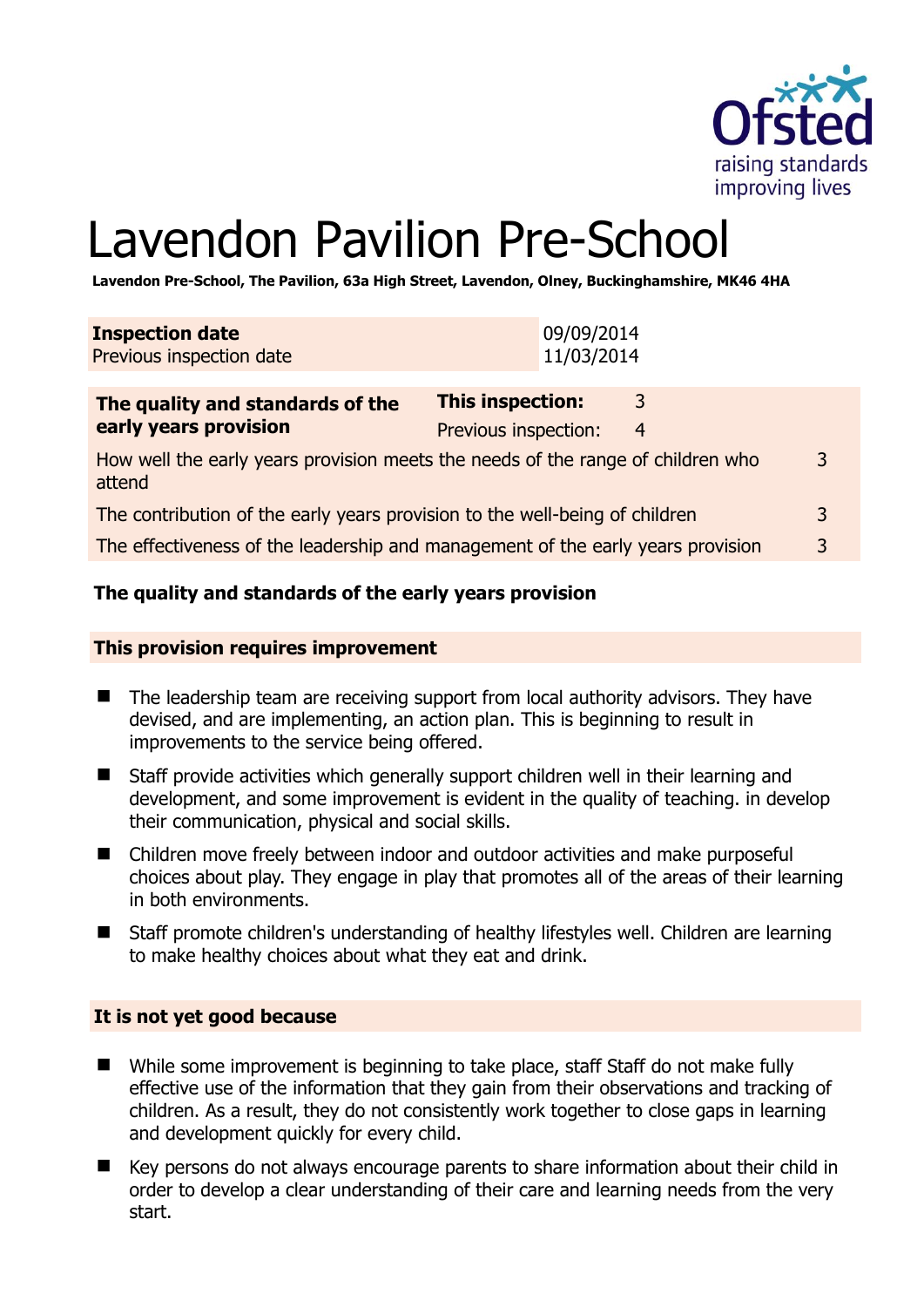# Lavendon Pavilion Pre-School

**Lavendon Pre-School, The Pavilion, 63a High Street, Lavendon, Olney, Buckinghamshire, MK46 4HA**

| **Inspection date** | 09/09/2014 |
|---|---|
| Previous inspection date | 11/03/2014 |

| **The quality and standards of the early years provision** | **This inspection:** | 3 |
|---|---|---|
| | Previous inspection: | 4 |
| How well the early years provision meets the needs of the range of children who attend | | 3 |
| The contribution of the early years provision to the well-being of children | | 3 |
| The effectiveness of the leadership and management of the early years provision | | 3 |

## The quality and standards of the early years provision

### This provision requires improvement

- The leadership team are receiving support from local authority advisors. They have devised, and are implementing, an action plan. This is beginning to result in improvements to the service being offered.
- Staff provide activities which generally support children well in their learning and development, and some improvement is evident in the quality of teaching. in develop their communication, physical and social skills.
- Children move freely between indoor and outdoor activities and make purposeful choices about play. They engage in play that promotes all of the areas of their learning in both environments.
- Staff promote children's understanding of healthy lifestyles well. Children are learning to make healthy choices about what they eat and drink.

### It is not yet good because

- While some improvement is beginning to take place, staff Staff do not make fully effective use of the information that they gain from their observations and tracking of children. As a result, they do not consistently work together to close gaps in learning and development quickly for every child.
- Key persons do not always encourage parents to share information about their child in order to develop a clear understanding of their care and learning needs from the very start.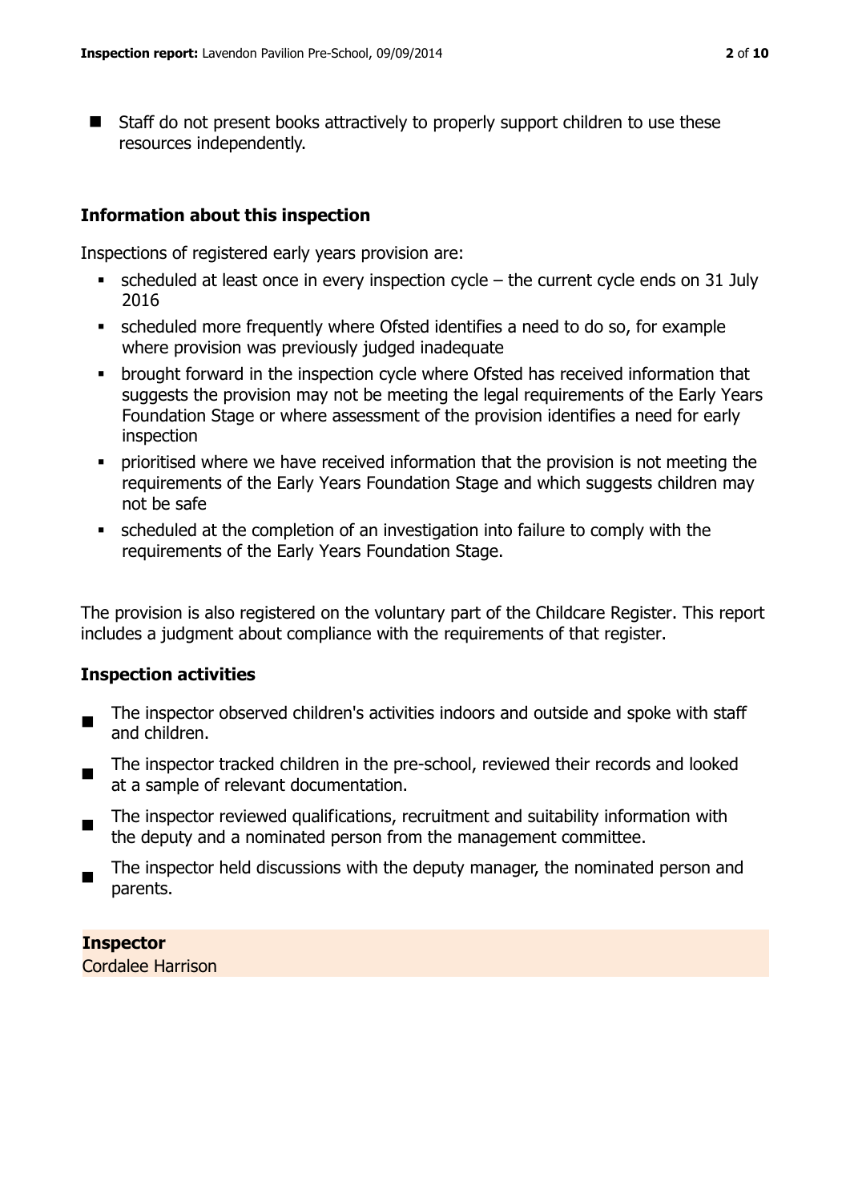- Staff do not present books attractively to properly support children to use these resources independently.

## Information about this inspection

Inspections of registered early years provision are:

- scheduled at least once in every inspection cycle – the current cycle ends on 31 July 2016
- scheduled more frequently where Ofsted identifies a need to do so, for example where provision was previously judged inadequate
- brought forward in the inspection cycle where Ofsted has received information that suggests the provision may not be meeting the legal requirements of the Early Years Foundation Stage or where assessment of the provision identifies a need for early inspection
- prioritised where we have received information that the provision is not meeting the requirements of the Early Years Foundation Stage and which suggests children may not be safe
- scheduled at the completion of an investigation into failure to comply with the requirements of the Early Years Foundation Stage.

The provision is also registered on the voluntary part of the Childcare Register. This report includes a judgment about compliance with the requirements of that register.

## Inspection activities

- The inspector observed children's activities indoors and outside and spoke with staff and children.
- The inspector tracked children in the pre-school, reviewed their records and looked at a sample of relevant documentation.
- The inspector reviewed qualifications, recruitment and suitability information with the deputy and a nominated person from the management committee.
- The inspector held discussions with the deputy manager, the nominated person and parents.

**Inspector**
Cordalee Harrison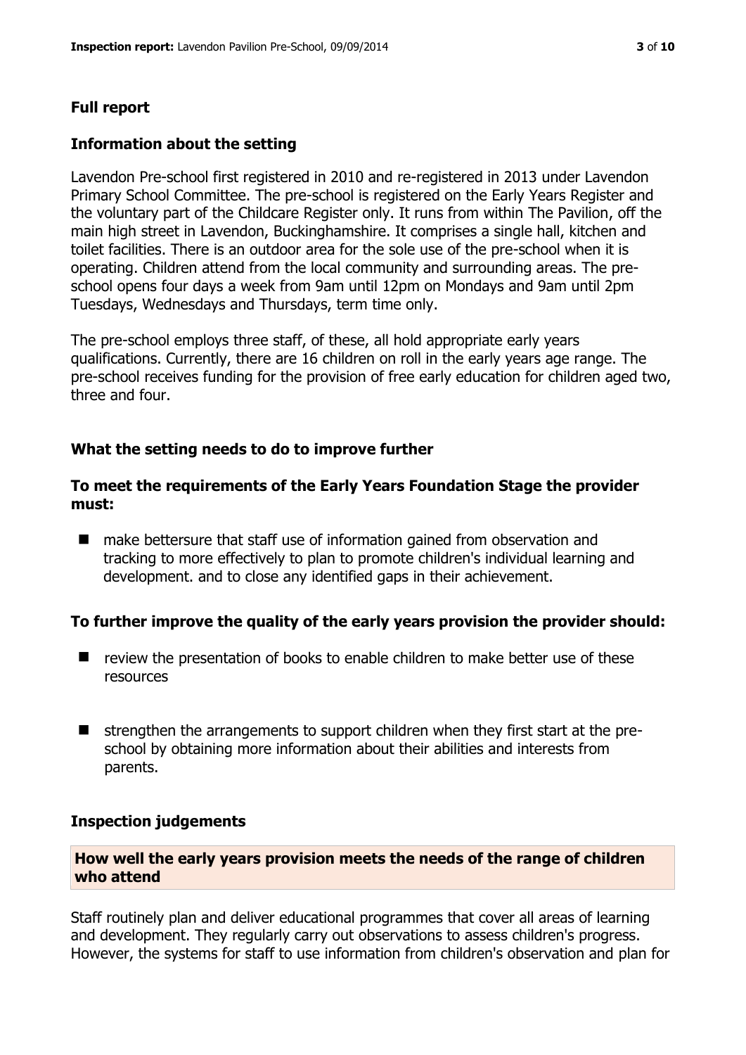## Full report

### Information about the setting

Lavendon Pre-school first registered in 2010 and re-registered in 2013 under Lavendon Primary School Committee. The pre-school is registered on the Early Years Register and the voluntary part of the Childcare Register only. It runs from within The Pavilion, off the main high street in Lavendon, Buckinghamshire. It comprises a single hall, kitchen and toilet facilities. There is an outdoor area for the sole use of the pre-school when it is operating. Children attend from the local community and surrounding areas. The pre-school opens four days a week from 9am until 12pm on Mondays and 9am until 2pm Tuesdays, Wednesdays and Thursdays, term time only.

The pre-school employs three staff, of these, all hold appropriate early years qualifications. Currently, there are 16 children on roll in the early years age range. The pre-school receives funding for the provision of free early education for children aged two, three and four.

### What the setting needs to do to improve further

#### To meet the requirements of the Early Years Foundation Stage the provider must:

- make bettersure that staff use of information gained from observation and tracking to more effectively to plan to promote children's individual learning and development. and to close any identified gaps in their achievement.

#### To further improve the quality of the early years provision the provider should:

- review the presentation of books to enable children to make better use of these resources
- strengthen the arrangements to support children when they first start at the pre-school by obtaining more information about their abilities and interests from parents.

### Inspection judgements

#### How well the early years provision meets the needs of the range of children who attend

Staff routinely plan and deliver educational programmes that cover all areas of learning and development. They regularly carry out observations to assess children's progress. However, the systems for staff to use information from children's observation and plan for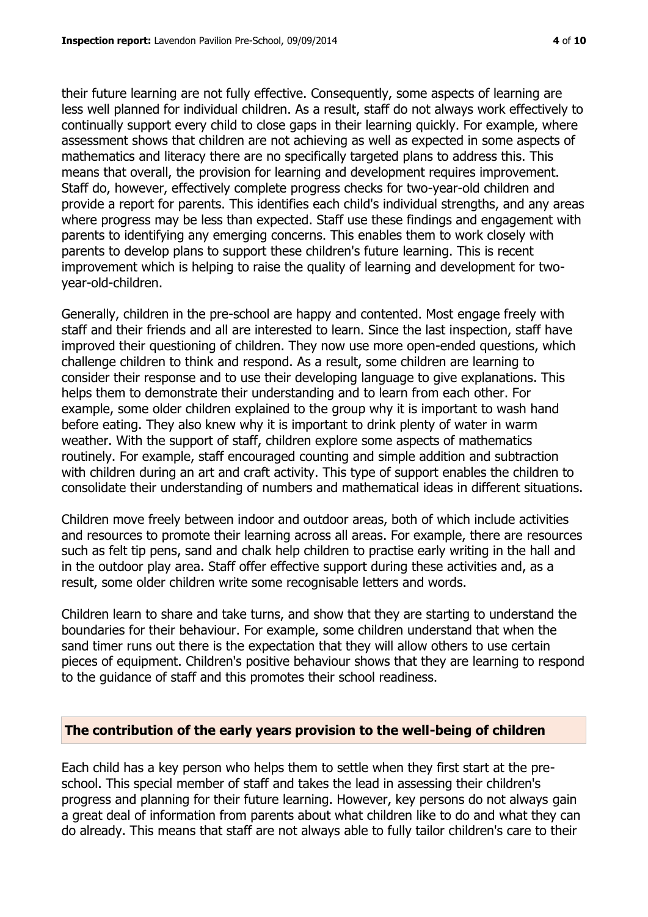their future learning are not fully effective. Consequently, some aspects of learning are less well planned for individual children. As a result, staff do not always work effectively to continually support every child to close gaps in their learning quickly. For example, where assessment shows that children are not achieving as well as expected in some aspects of mathematics and literacy there are no specifically targeted plans to address this. This means that overall, the provision for learning and development requires improvement. Staff do, however, effectively complete progress checks for two-year-old children and provide a report for parents. This identifies each child's individual strengths, and any areas where progress may be less than expected. Staff use these findings and engagement with parents to identifying any emerging concerns. This enables them to work closely with parents to develop plans to support these children's future learning. This is recent improvement which is helping to raise the quality of learning and development for two-year-old-children.

Generally, children in the pre-school are happy and contented. Most engage freely with staff and their friends and all are interested to learn. Since the last inspection, staff have improved their questioning of children. They now use more open-ended questions, which challenge children to think and respond. As a result, some children are learning to consider their response and to use their developing language to give explanations. This helps them to demonstrate their understanding and to learn from each other. For example, some older children explained to the group why it is important to wash hand before eating. They also knew why it is important to drink plenty of water in warm weather. With the support of staff, children explore some aspects of mathematics routinely. For example, staff encouraged counting and simple addition and subtraction with children during an art and craft activity. This type of support enables the children to consolidate their understanding of numbers and mathematical ideas in different situations.

Children move freely between indoor and outdoor areas, both of which include activities and resources to promote their learning across all areas. For example, there are resources such as felt tip pens, sand and chalk help children to practise early writing in the hall and in the outdoor play area. Staff offer effective support during these activities and, as a result, some older children write some recognisable letters and words.

Children learn to share and take turns, and show that they are starting to understand the boundaries for their behaviour. For example, some children understand that when the sand timer runs out there is the expectation that they will allow others to use certain pieces of equipment. Children's positive behaviour shows that they are learning to respond to the guidance of staff and this promotes their school readiness.

## The contribution of the early years provision to the well-being of children

Each child has a key person who helps them to settle when they first start at the pre-school. This special member of staff and takes the lead in assessing their children's progress and planning for their future learning. However, key persons do not always gain a great deal of information from parents about what children like to do and what they can do already. This means that staff are not always able to fully tailor children's care to their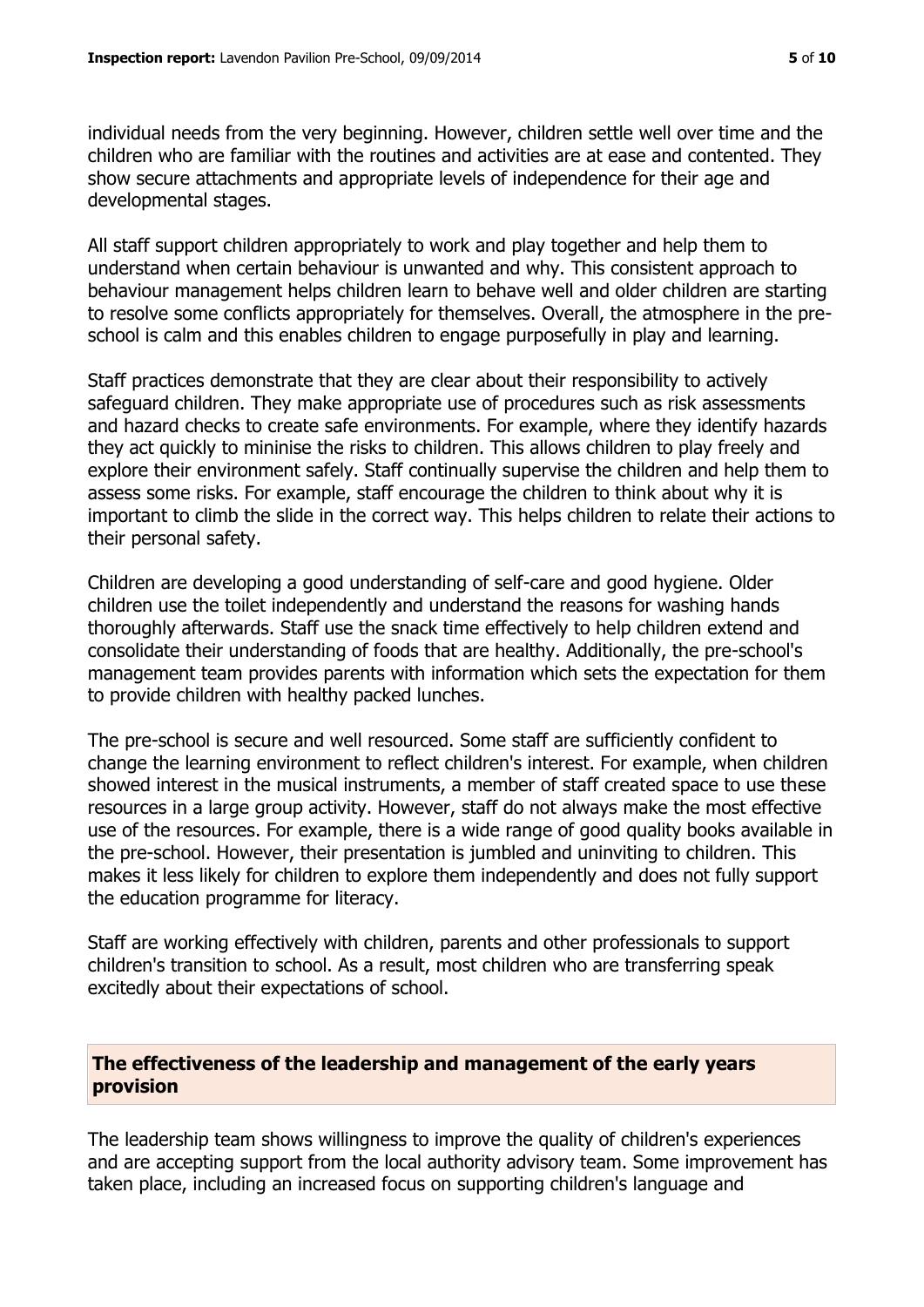individual needs from the very beginning. However, children settle well over time and the children who are familiar with the routines and activities are at ease and contented. They show secure attachments and appropriate levels of independence for their age and developmental stages.

All staff support children appropriately to work and play together and help them to understand when certain behaviour is unwanted and why. This consistent approach to behaviour management helps children learn to behave well and older children are starting to resolve some conflicts appropriately for themselves. Overall, the atmosphere in the pre-school is calm and this enables children to engage purposefully in play and learning.

Staff practices demonstrate that they are clear about their responsibility to actively safeguard children. They make appropriate use of procedures such as risk assessments and hazard checks to create safe environments. For example, where they identify hazards they act quickly to mininise the risks to children. This allows children to play freely and explore their environment safely. Staff continually supervise the children and help them to assess some risks. For example, staff encourage the children to think about why it is important to climb the slide in the correct way. This helps children to relate their actions to their personal safety.

Children are developing a good understanding of self-care and good hygiene. Older children use the toilet independently and understand the reasons for washing hands thoroughly afterwards. Staff use the snack time effectively to help children extend and consolidate their understanding of foods that are healthy. Additionally, the pre-school's management team provides parents with information which sets the expectation for them to provide children with healthy packed lunches.

The pre-school is secure and well resourced. Some staff are sufficiently confident to change the learning environment to reflect children's interest. For example, when children showed interest in the musical instruments, a member of staff created space to use these resources in a large group activity. However, staff do not always make the most effective use of the resources. For example, there is a wide range of good quality books available in the pre-school. However, their presentation is jumbled and uninviting to children. This makes it less likely for children to explore them independently and does not fully support the education programme for literacy.

Staff are working effectively with children, parents and other professionals to support children's transition to school. As a result, most children who are transferring speak excitedly about their expectations of school.

## The effectiveness of the leadership and management of the early years provision

The leadership team shows willingness to improve the quality of children's experiences and are accepting support from the local authority advisory team. Some improvement has taken place, including an increased focus on supporting children's language and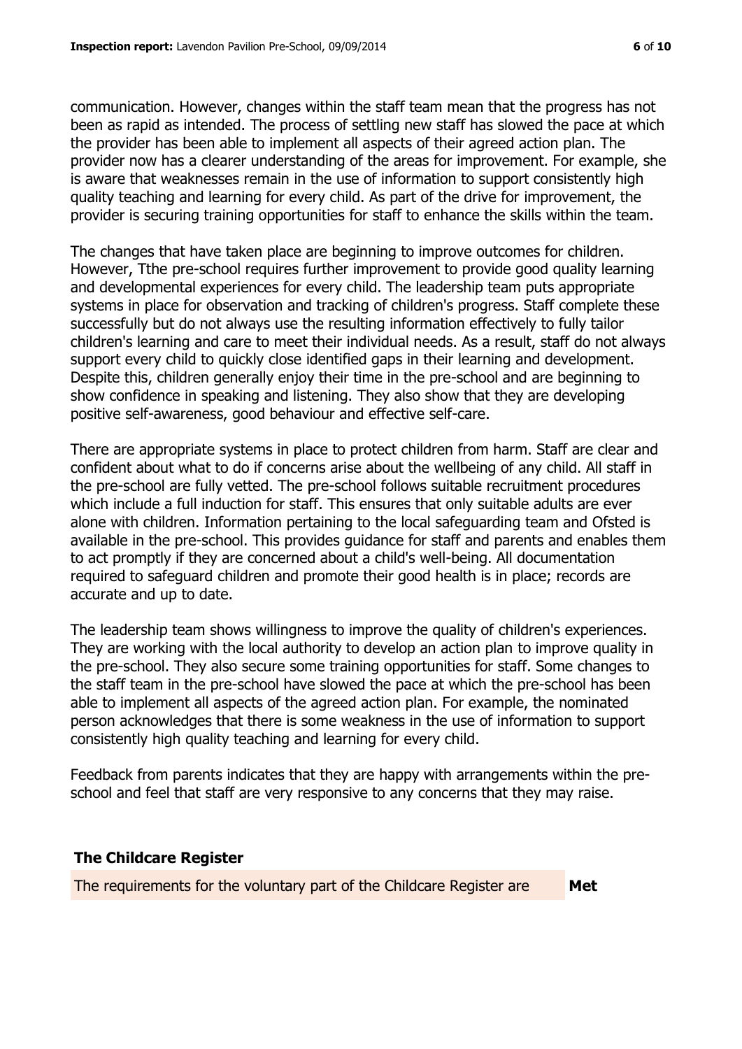communication. However, changes within the staff team mean that the progress has not been as rapid as intended. The process of settling new staff has slowed the pace at which the provider has been able to implement all aspects of their agreed action plan. The provider now has a clearer understanding of the areas for improvement. For example, she is aware that weaknesses remain in the use of information to support consistently high quality teaching and learning for every child. As part of the drive for improvement, the provider is securing training opportunities for staff to enhance the skills within the team.

The changes that have taken place are beginning to improve outcomes for children. However, Tthe pre-school requires further improvement to provide good quality learning and developmental experiences for every child. The leadership team puts appropriate systems in place for observation and tracking of children's progress. Staff complete these successfully but do not always use the resulting information effectively to fully tailor children's learning and care to meet their individual needs. As a result, staff do not always support every child to quickly close identified gaps in their learning and development. Despite this, children generally enjoy their time in the pre-school and are beginning to show confidence in speaking and listening. They also show that they are developing positive self-awareness, good behaviour and effective self-care.

There are appropriate systems in place to protect children from harm. Staff are clear and confident about what to do if concerns arise about the wellbeing of any child. All staff in the pre-school are fully vetted. The pre-school follows suitable recruitment procedures which include a full induction for staff. This ensures that only suitable adults are ever alone with children. Information pertaining to the local safeguarding team and Ofsted is available in the pre-school. This provides guidance for staff and parents and enables them to act promptly if they are concerned about a child's well-being. All documentation required to safeguard children and promote their good health is in place; records are accurate and up to date.

The leadership team shows willingness to improve the quality of children's experiences. They are working with the local authority to develop an action plan to improve quality in the pre-school. They also secure some training opportunities for staff. Some changes to the staff team in the pre-school have slowed the pace at which the pre-school has been able to implement all aspects of the agreed action plan. For example, the nominated person acknowledges that there is some weakness in the use of information to support consistently high quality teaching and learning for every child.

Feedback from parents indicates that they are happy with arrangements within the pre-school and feel that staff are very responsive to any concerns that they may raise.

## The Childcare Register

| The requirements for the voluntary part of the Childcare Register are | **Met** |
|---|---|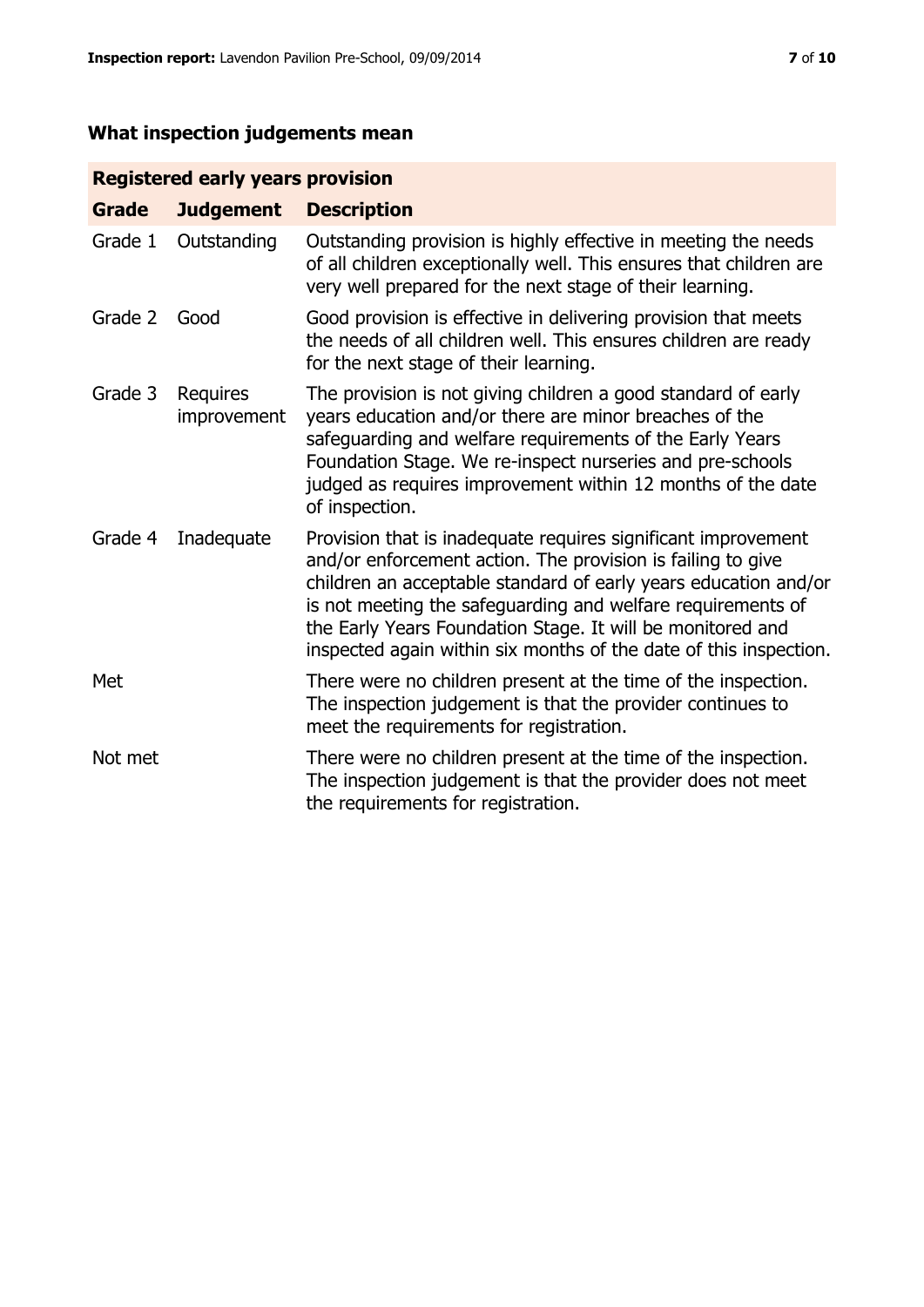## What inspection judgements mean

| Registered early years provision | | |
|---|---|---|
| **Grade** | **Judgement** | **Description** |
| Grade 1 | Outstanding | Outstanding provision is highly effective in meeting the needs of all children exceptionally well. This ensures that children are very well prepared for the next stage of their learning. |
| Grade 2 | Good | Good provision is effective in delivering provision that meets the needs of all children well. This ensures children are ready for the next stage of their learning. |
| Grade 3 | Requires improvement | The provision is not giving children a good standard of early years education and/or there are minor breaches of the safeguarding and welfare requirements of the Early Years Foundation Stage. We re-inspect nurseries and pre-schools judged as requires improvement within 12 months of the date of inspection. |
| Grade 4 | Inadequate | Provision that is inadequate requires significant improvement and/or enforcement action. The provision is failing to give children an acceptable standard of early years education and/or is not meeting the safeguarding and welfare requirements of the Early Years Foundation Stage. It will be monitored and inspected again within six months of the date of this inspection. |
| Met | | There were no children present at the time of the inspection. The inspection judgement is that the provider continues to meet the requirements for registration. |
| Not met | | There were no children present at the time of the inspection. The inspection judgement is that the provider does not meet the requirements for registration. |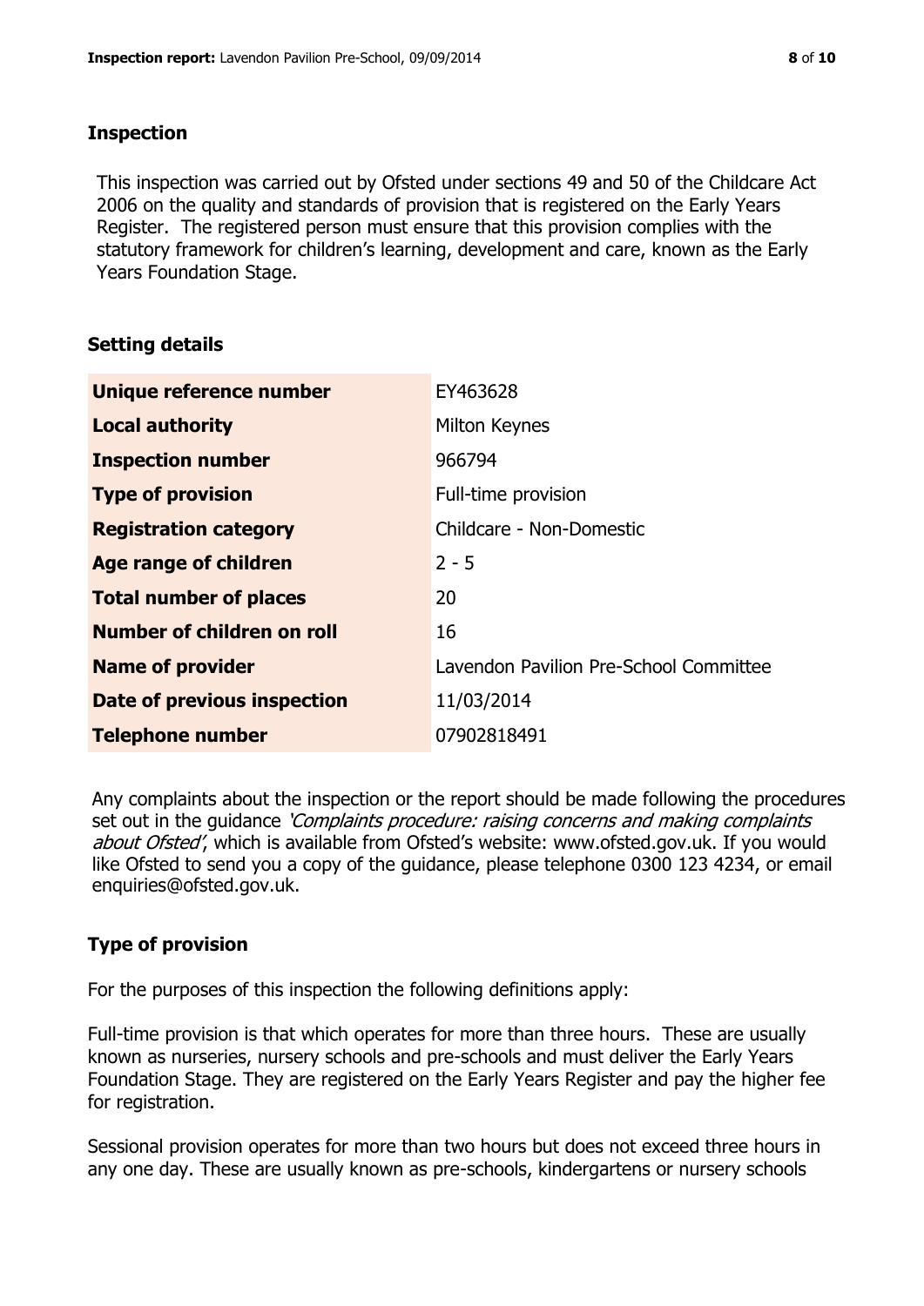## Inspection

This inspection was carried out by Ofsted under sections 49 and 50 of the Childcare Act 2006 on the quality and standards of provision that is registered on the Early Years Register. The registered person must ensure that this provision complies with the statutory framework for children's learning, development and care, known as the Early Years Foundation Stage.

## Setting details

| | |
|---|---|
| **Unique reference number** | EY463628 |
| **Local authority** | Milton Keynes |
| **Inspection number** | 966794 |
| **Type of provision** | Full-time provision |
| **Registration category** | Childcare - Non-Domestic |
| **Age range of children** | 2 - 5 |
| **Total number of places** | 20 |
| **Number of children on roll** | 16 |
| **Name of provider** | Lavendon Pavilion Pre-School Committee |
| **Date of previous inspection** | 11/03/2014 |
| **Telephone number** | 07902818491 |

Any complaints about the inspection or the report should be made following the procedures set out in the guidance *'Complaints procedure: raising concerns and making complaints about Ofsted'*, which is available from Ofsted's website: www.ofsted.gov.uk. If you would like Ofsted to send you a copy of the guidance, please telephone 0300 123 4234, or email enquiries@ofsted.gov.uk.

## Type of provision

For the purposes of this inspection the following definitions apply:

Full-time provision is that which operates for more than three hours. These are usually known as nurseries, nursery schools and pre-schools and must deliver the Early Years Foundation Stage. They are registered on the Early Years Register and pay the higher fee for registration.

Sessional provision operates for more than two hours but does not exceed three hours in any one day. These are usually known as pre-schools, kindergartens or nursery schools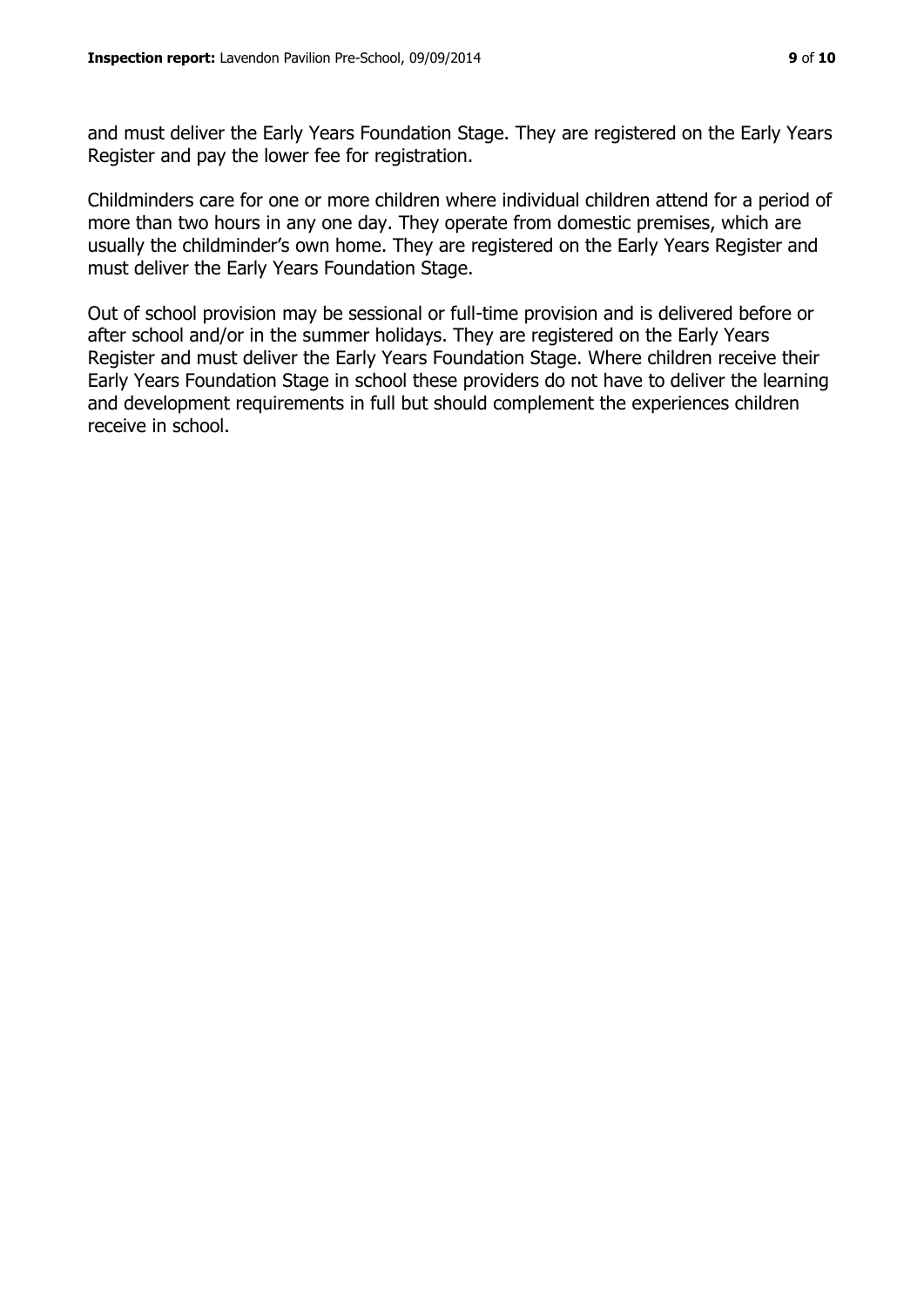and must deliver the Early Years Foundation Stage. They are registered on the Early Years Register and pay the lower fee for registration.

Childminders care for one or more children where individual children attend for a period of more than two hours in any one day. They operate from domestic premises, which are usually the childminder's own home. They are registered on the Early Years Register and must deliver the Early Years Foundation Stage.

Out of school provision may be sessional or full-time provision and is delivered before or after school and/or in the summer holidays. They are registered on the Early Years Register and must deliver the Early Years Foundation Stage. Where children receive their Early Years Foundation Stage in school these providers do not have to deliver the learning and development requirements in full but should complement the experiences children receive in school.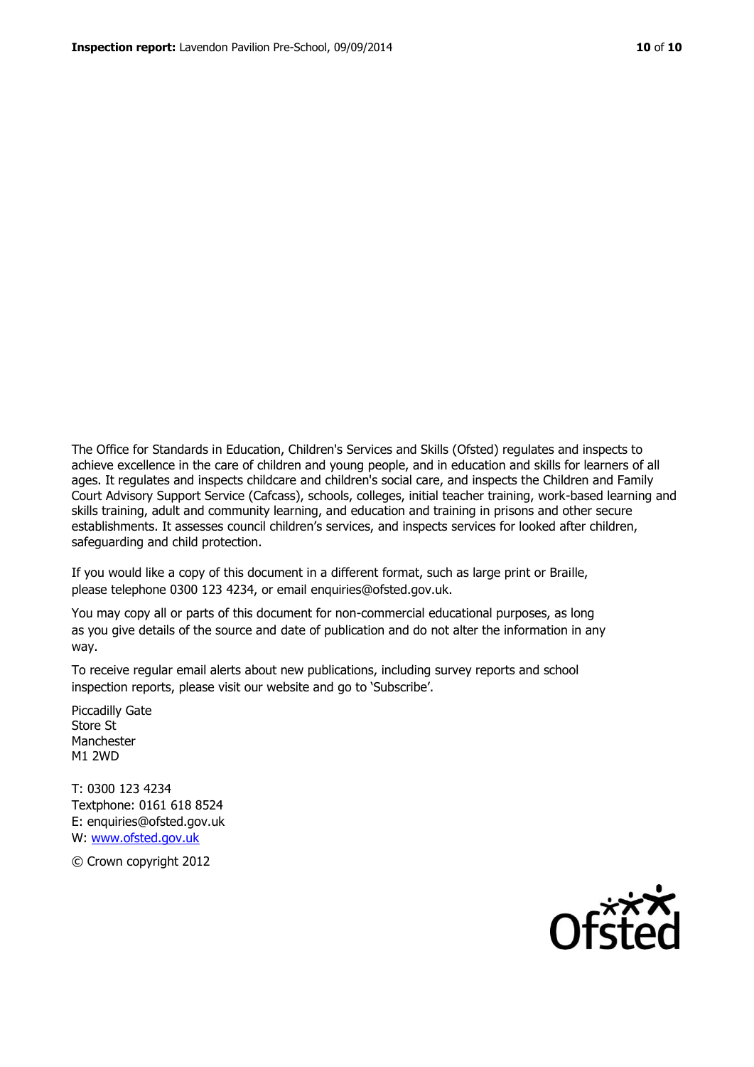The Office for Standards in Education, Children's Services and Skills (Ofsted) regulates and inspects to achieve excellence in the care of children and young people, and in education and skills for learners of all ages. It regulates and inspects childcare and children's social care, and inspects the Children and Family Court Advisory Support Service (Cafcass), schools, colleges, initial teacher training, work-based learning and skills training, adult and community learning, and education and training in prisons and other secure establishments. It assesses council children's services, and inspects services for looked after children, safeguarding and child protection.

If you would like a copy of this document in a different format, such as large print or Braille, please telephone 0300 123 4234, or email enquiries@ofsted.gov.uk.

You may copy all or parts of this document for non-commercial educational purposes, as long as you give details of the source and date of publication and do not alter the information in any way.

To receive regular email alerts about new publications, including survey reports and school inspection reports, please visit our website and go to 'Subscribe'.

Piccadilly Gate
Store St
Manchester
M1 2WD

T: 0300 123 4234
Textphone: 0161 618 8524
E: enquiries@ofsted.gov.uk
W: www.ofsted.gov.uk

© Crown copyright 2012

Ofsted